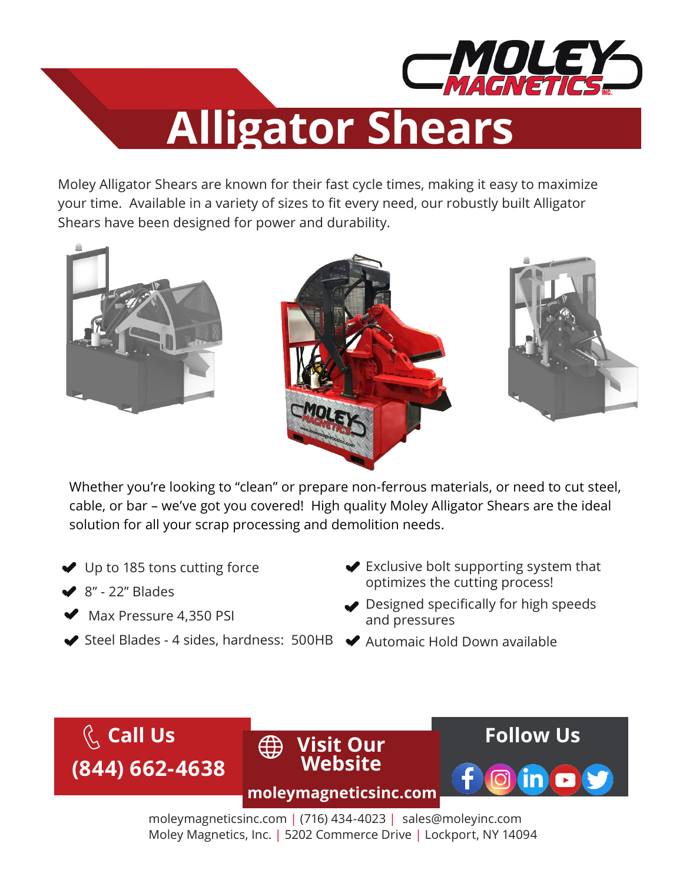# Alligator Shears

Moley Alligator Shears are known for their fast cycle times, making it easy to maximize your time. Available in a variety of sizes to fit every need, our robustly built Alligator Shears have been designed for power and durability.

Whether you're looking to "clean" or prepare non-ferrous materials, or need to cut steel, cable, or bar – we've got you covered! High quality Moley Alligator Shears are the ideal solution for all your scrap processing and demolition needs.

- Up to 185 tons cutting force
- 8" - 22" Blades
- Max Pressure 4,350 PSI
- Steel Blades - 4 sides, hardness: 500HB
- Exclusive bolt supporting system that optimizes the cutting process!
- Designed specifically for high speeds and pressures
- Automaic Hold Down available

**Call Us**
**(844) 662-4638**

**Visit Our Website**
**moleymagneticsinc.com**

**Follow Us**

moleymagneticsinc.com | (716) 434-4023 | sales@moleyinc.com
Moley Magnetics, Inc. | 5202 Commerce Drive | Lockport, NY 14094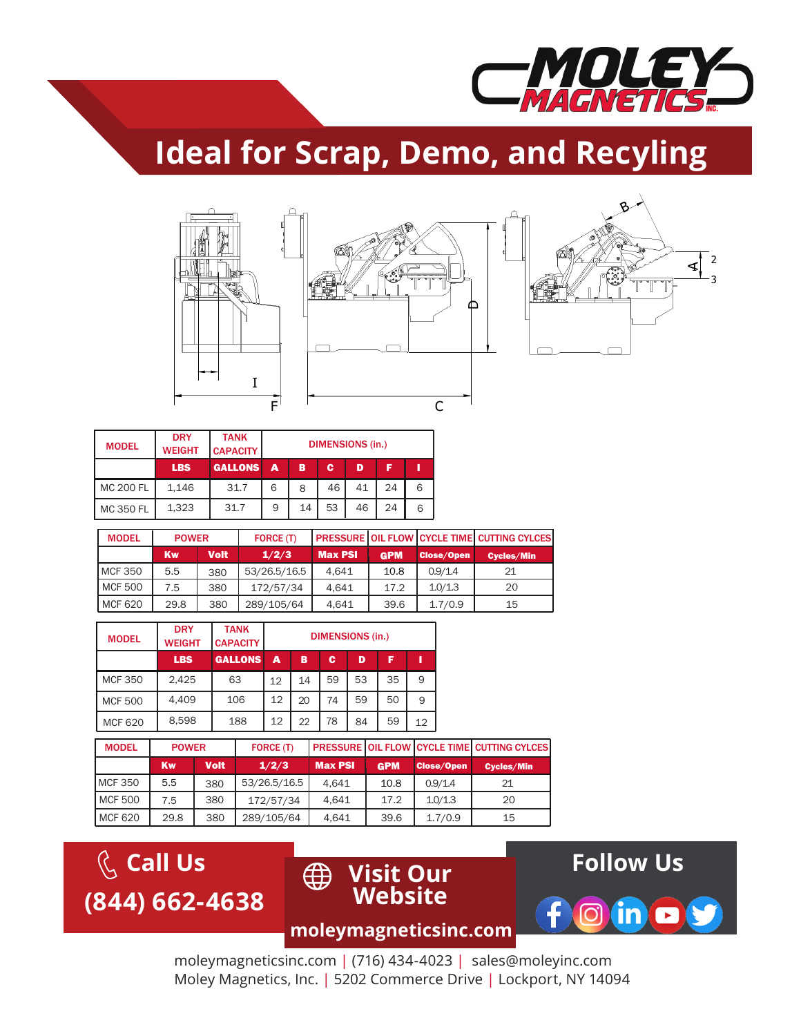# Ideal for Scrap, Demo, and Recyling

I

F

C

D

B

A

2

3

| MODEL | DRY WEIGHT | TANK CAPACITY | DIMENSIONS (in.) | | | | | |
|---|---|---|---|---|---|---|---|---|
| | LBS | GALLONS | A | B | C | D | F | I |
| MC 200 FL | 1,146 | 31.7 | 6 | 8 | 46 | 41 | 24 | 6 |
| MC 350 FL | 1,323 | 31.7 | 9 | 14 | 53 | 46 | 24 | 6 |

| MODEL | POWER | | FORCE (T) | PRESSURE | OIL FLOW | CYCLE TIME | CUTTING CYLCES |
|---|---|---|---|---|---|---|---|
| | Kw | Volt | 1/2/3 | Max PSI | GPM | Close/Open | Cycles/Min |
| MCF 350 | 5.5 | 380 | 53/26.5/16.5 | 4,641 | 10.8 | 0.9/1.4 | 21 |
| MCF 500 | 7.5 | 380 | 172/57/34 | 4,641 | 17.2 | 1.0/1.3 | 20 |
| MCF 620 | 29.8 | 380 | 289/105/64 | 4,641 | 39.6 | 1.7/0.9 | 15 |

| MODEL | DRY WEIGHT | TANK CAPACITY | DIMENSIONS (in.) | | | | | |
|---|---|---|---|---|---|---|---|---|
| | LBS | GALLONS | A | B | C | D | F | I |
| MCF 350 | 2,425 | 63 | 12 | 14 | 59 | 53 | 35 | 9 |
| MCF 500 | 4,409 | 106 | 12 | 20 | 74 | 59 | 50 | 9 |
| MCF 620 | 8,598 | 188 | 12 | 22 | 78 | 84 | 59 | 12 |

| MODEL | POWER | | FORCE (T) | PRESSURE | OIL FLOW | CYCLE TIME | CUTTING CYCLES |
|---|---|---|---|---|---|---|---|
| | Kw | Volt | 1/2/3 | Max PSI | GPM | Close/Open | Cycles/Min |
| MCF 350 | 5.5 | 380 | 53/26.5/16.5 | 4,641 | 10.8 | 0.9/1.4 | 21 |
| MCF 500 | 7.5 | 380 | 172/57/34 | 4,641 | 17.2 | 1.0/1.3 | 20 |
| MCF 620 | 29.8 | 380 | 289/105/64 | 4,641 | 39.6 | 1.7/0.9 | 15 |

**Call Us**
**(844) 662-4638**

**Visit Our Website**
**moleymagneticsinc.com**

**Follow Us**

moleymagneticsinc.com | (716) 434-4023 | sales@moleyinc.com
Moley Magnetics, Inc. | 5202 Commerce Drive | Lockport, NY 14094